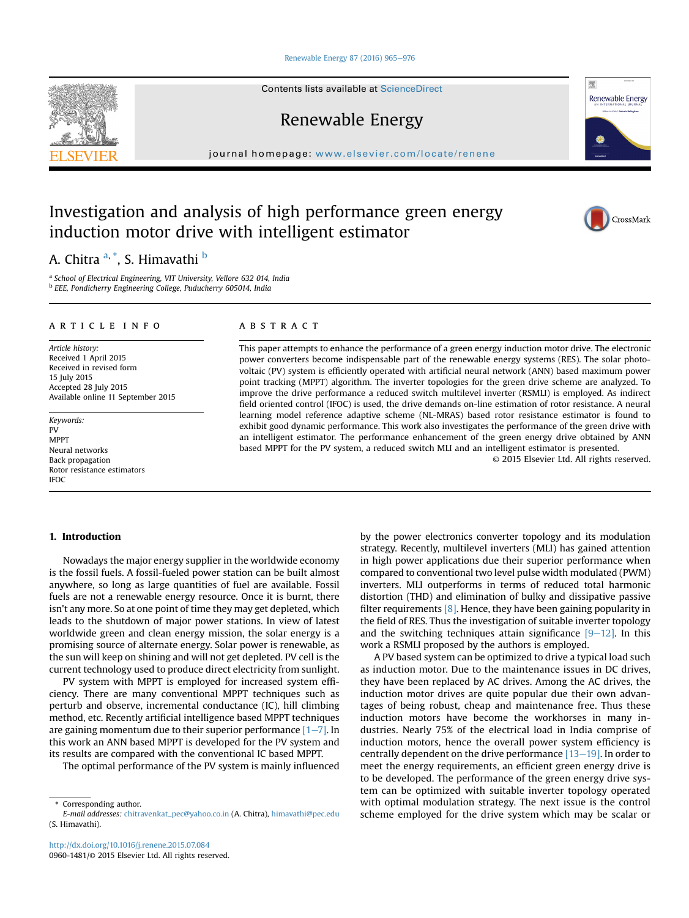# Investigation and analysis of high performance green energy induction motor drive with intelligent estimator

A. Chitra [a,*], S. Himavathi [b]

[a] School of Electrical Engineering, VIT University, Vellore 632 014, India
[b] EEE, Pondicherry Engineering College, Puducherry 605014, India

## ARTICLE INFO

*Article history:*
Received 1 April 2015
Received in revised form
15 July 2015
Accepted 28 July 2015
Available online 11 September 2015

*Keywords:*
PV
MPPT
Neural networks
Back propagation
Rotor resistance estimators
IFOC

## ABSTRACT

This paper attempts to enhance the performance of a green energy induction motor drive. The electronic power converters become indispensable part of the renewable energy systems (RES). The solar photovoltaic (PV) system is efficiently operated with artificial neural network (ANN) based maximum power point tracking (MPPT) algorithm. The inverter topologies for the green drive scheme are analyzed. To improve the drive performance a reduced switch multilevel inverter (RSMLI) is employed. As indirect field oriented control (IFOC) is used, the drive demands on-line estimation of rotor resistance. A neural learning model reference adaptive scheme (NL-MRAS) based rotor resistance estimator is found to exhibit good dynamic performance. This work also investigates the performance of the green drive with an intelligent estimator. The performance enhancement of the green energy drive obtained by ANN based MPPT for the PV system, a reduced switch MLI and an intelligent estimator is presented.

© 2015 Elsevier Ltd. All rights reserved.

## 1. Introduction

Nowadays the major energy supplier in the worldwide economy is the fossil fuels. A fossil-fueled power station can be built almost anywhere, so long as large quantities of fuel are available. Fossil fuels are not a renewable energy resource. Once it is burnt, there isn't any more. So at one point of time they may get depleted, which leads to the shutdown of major power stations. In view of latest worldwide green and clean energy mission, the solar energy is a promising source of alternate energy. Solar power is renewable, as the sun will keep on shining and will not get depleted. PV cell is the current technology used to produce direct electricity from sunlight.

PV system with MPPT is employed for increased system efficiency. There are many conventional MPPT techniques such as perturb and observe, incremental conductance (IC), hill climbing method, etc. Recently artificial intelligence based MPPT techniques are gaining momentum due to their superior performance [1–7]. In this work an ANN based MPPT is developed for the PV system and its results are compared with the conventional IC based MPPT.

The optimal performance of the PV system is mainly influenced by the power electronics converter topology and its modulation strategy. Recently, multilevel inverters (MLI) has gained attention in high power applications due their superior performance when compared to conventional two level pulse width modulated (PWM) inverters. MLI outperforms in terms of reduced total harmonic distortion (THD) and elimination of bulky and dissipative passive filter requirements [8]. Hence, they have been gaining popularity in the field of RES. Thus the investigation of suitable inverter topology and the switching techniques attain significance [9–12]. In this work a RSMLI proposed by the authors is employed.

A PV based system can be optimized to drive a typical load such as induction motor. Due to the maintenance issues in DC drives, they have been replaced by AC drives. Among the AC drives, the induction motor drives are quite popular due their own advantages of being robust, cheap and maintenance free. Thus these induction motors have become the workhorses in many industries. Nearly 75% of the electrical load in India comprise of induction motors, hence the overall power system efficiency is centrally dependent on the drive performance [13–19]. In order to meet the energy requirements, an efficient green energy drive is to be developed. The performance of the green energy drive system can be optimized with suitable inverter topology operated with optimal modulation strategy. The next issue is the control scheme employed for the drive system which may be scalar or

* Corresponding author.
*E-mail addresses:* chitravenkat_pec@yahoo.co.in (A. Chitra), himavathi@pec.edu (S. Himavathi).

http://dx.doi.org/10.1016/j.renene.2015.07.084
0960-1481/© 2015 Elsevier Ltd. All rights reserved.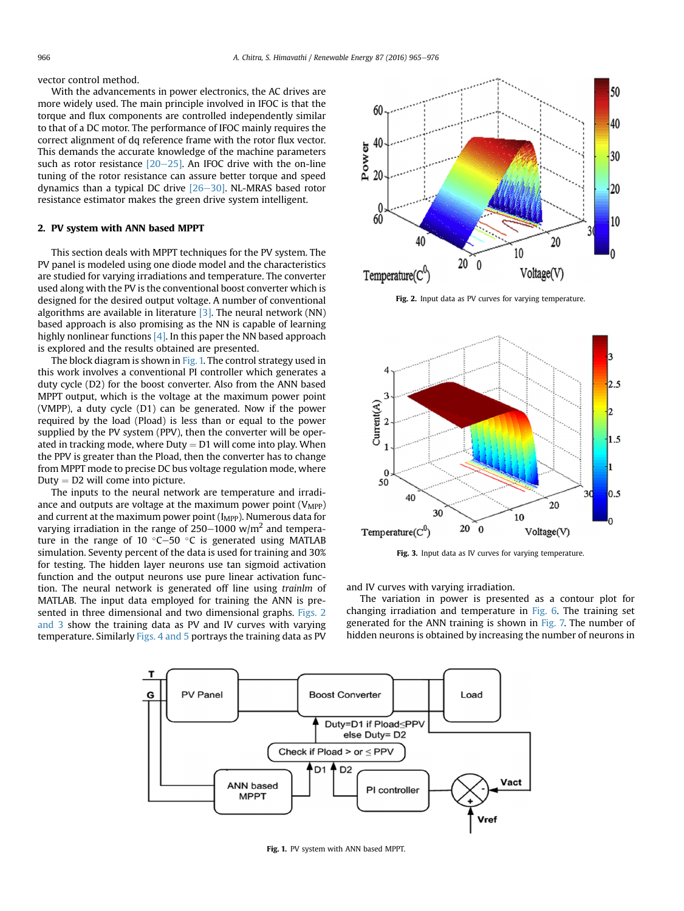vector control method.

With the advancements in power electronics, the AC drives are more widely used. The main principle involved in IFOC is that the torque and flux components are controlled independently similar to that of a DC motor. The performance of IFOC mainly requires the correct alignment of dq reference frame with the rotor flux vector. This demands the accurate knowledge of the machine parameters such as rotor resistance [20–25]. An IFOC drive with the on-line tuning of the rotor resistance can assure better torque and speed dynamics than a typical DC drive [26–30]. NL-MRAS based rotor resistance estimator makes the green drive system intelligent.

## 2. PV system with ANN based MPPT

This section deals with MPPT techniques for the PV system. The PV panel is modeled using one diode model and the characteristics are studied for varying irradiations and temperature. The converter used along with the PV is the conventional boost converter which is designed for the desired output voltage. A number of conventional algorithms are available in literature [3]. The neural network (NN) based approach is also promising as the NN is capable of learning highly nonlinear functions [4]. In this paper the NN based approach is explored and the results obtained are presented.

The block diagram is shown in Fig. 1. The control strategy used in this work involves a conventional PI controller which generates a duty cycle (D2) for the boost converter. Also from the ANN based MPPT output, which is the voltage at the maximum power point (VMPP), a duty cycle (D1) can be generated. Now if the power required by the load (Pload) is less than or equal to the power supplied by the PV system (PPV), then the converter will be operated in tracking mode, where Duty = D1 will come into play. When the PPV is greater than the Pload, then the converter has to change from MPPT mode to precise DC bus voltage regulation mode, where Duty = D2 will come into picture.

The inputs to the neural network are temperature and irradiance and outputs are voltage at the maximum power point ($V_{MPP}$) and current at the maximum power point ($I_{MPP}$). Numerous data for varying irradiation in the range of 250–1000 w/m$^2$ and temperature in the range of 10 °C–50 °C is generated using MATLAB simulation. Seventy percent of the data is used for training and 30% for testing. The hidden layer neurons use tan sigmoid activation function and the output neurons use pure linear activation function. The neural network is generated off line using *trainlm* of MATLAB. The input data employed for training the ANN is presented in three dimensional and two dimensional graphs. Figs. 2 and 3 show the training data as PV and IV curves with varying temperature. Similarly Figs. 4 and 5 portrays the training data as PV and IV curves with varying irradiation.

The variation in power is presented as a contour plot for changing irradiation and temperature in Fig. 6. The training set generated for the ANN training is shown in Fig. 7. The number of hidden neurons is obtained by increasing the number of neurons in

**Fig. 2.** Input data as PV curves for varying temperature.

**Fig. 3.** Input data as IV curves for varying temperature.

**Fig. 1.** PV system with ANN based MPPT.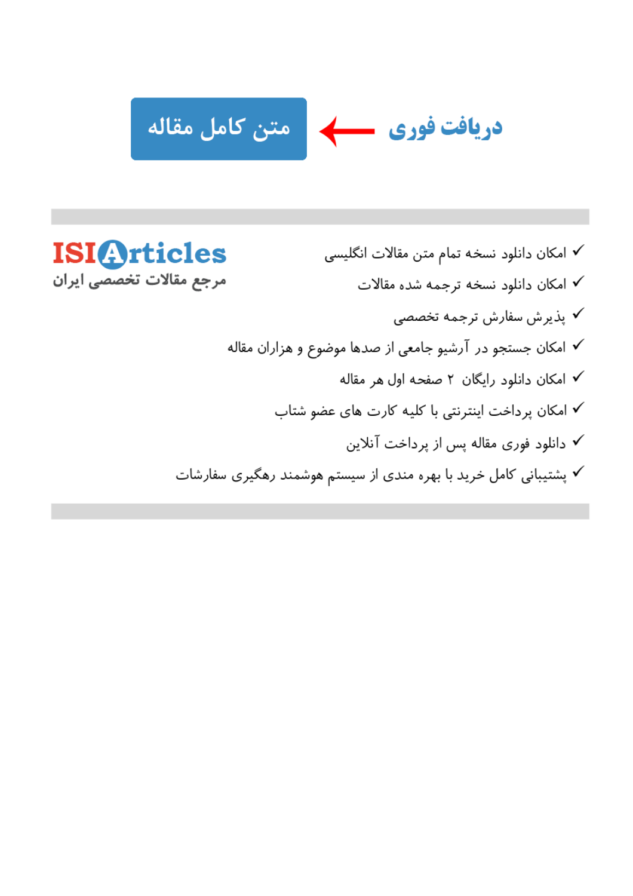دریافت فوری ← **متن کامل مقاله**

**ISIArticles**
مرجع مقالات تخصصی ایران

- ✓ امکان دانلود نسخه تمام متن مقالات انگلیسی
- ✓ امکان دانلود نسخه ترجمه شده مقالات
- ✓ پذیرش سفارش ترجمه تخصصی
- ✓ امکان جستجو در آرشیو جامعی از صدها موضوع و هزاران مقاله
- ✓ امکان دانلود رایگان ۲ صفحه اول هر مقاله
- ✓ امکان پرداخت اینترنتی با کلیه کارت های عضو شتاب
- ✓ دانلود فوری مقاله پس از پرداخت آنلاین
- ✓ پشتیبانی کامل خرید با بهره مندی از سیستم هوشمند رهگیری سفارشات